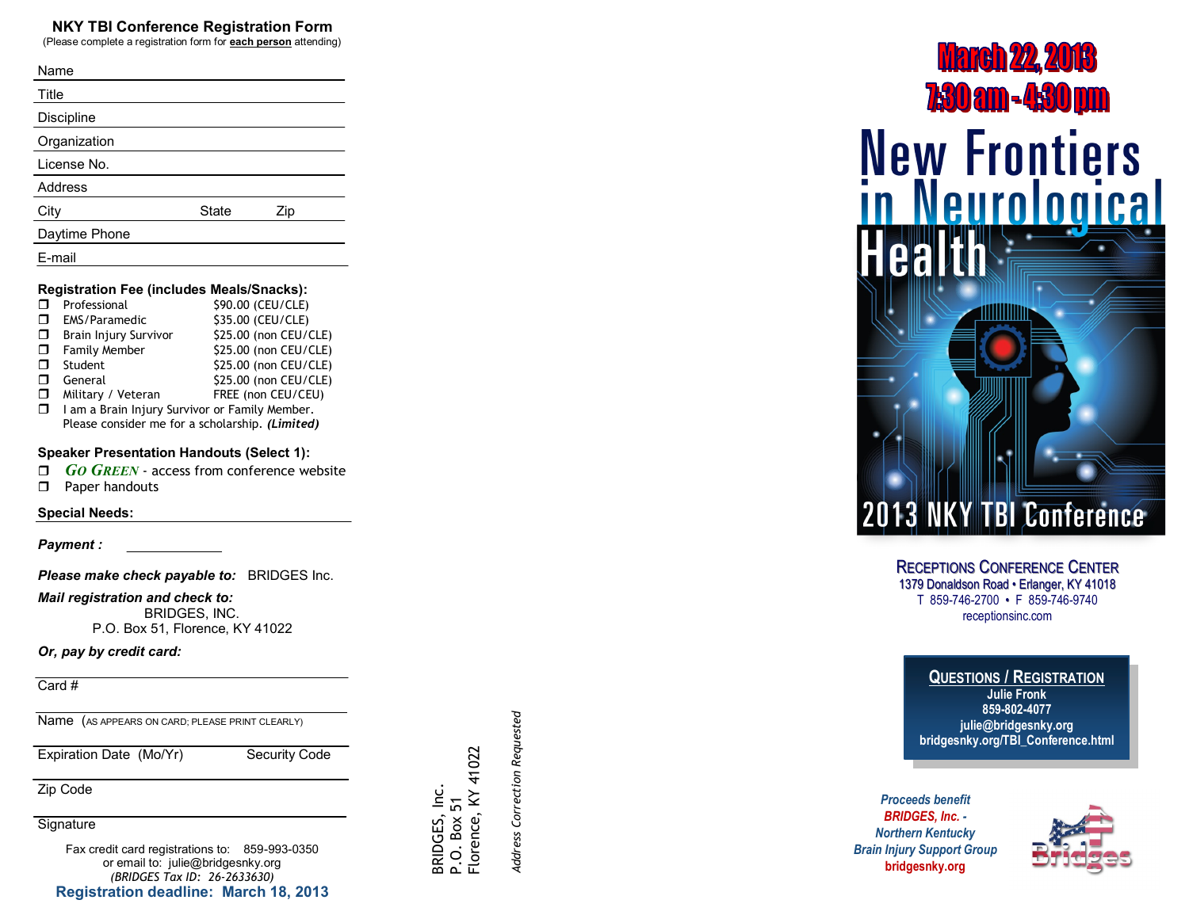## NKY TBI Conference Registration Form

(Please complete a registration form for **each person** attending)

Name

Title

Discipline

Organization

License No.

Address

City State Zip

Daytime Phone

E-mail

**Registration Fee (includes Meals/Snacks):**

- ❒ Professional $90.00 (CEU/CLE)
- ❒ EMS/Paramedic $35.00 (CEU/CLE)
- ❒ Brain Injury Survivor $25.00 (non CEU/CLE)
- ❒ Family Member $25.00 (non CEU/CLE)
- ❒ Student $25.00 (non CEU/CLE)
- ❒ General $25.00 (non CEU/CLE)
- ❒ Military / Veteran FREE (non CEU/CEU)
- ❒ I am a Brain Injury Survivor or Family Member. Please consider me for a scholarship. ***(Limited)***

**Speaker Presentation Handouts (Select 1):**

- ❒ *Go Green* - access from conference website
- ❒ Paper handouts

**Special Needs:**

***Payment :***

***Please make check payable to:*** BRIDGES Inc.

***Mail registration and check to:***
BRIDGES, INC.
P.O. Box 51, Florence, KY 41022

***Or, pay by credit card:***

Card #

Name (AS APPEARS ON CARD; PLEASE PRINT CLEARLY)

Expiration Date (Mo/Yr) Security Code

Zip Code

Signature

Fax credit card registrations to: 859-993-0350
or email to: julie@bridgesnky.org
*(BRIDGES Tax ID: 26-2633630)*

**Registration deadline: March 18, 2013**

BRIDGES, Inc.
P.O. Box 51
Florence, KY 41022

*Address Correction Requested*

# March 22, 2013
# 7:30 am - 4:30 pm

# New Frontiers in Neurological Health

## 2013 NKY TBI Conference

**Receptions Conference Center**
1379 Donaldson Road • Erlanger, KY 41018
T 859-746-2700 • F 859-746-9740
receptionsinc.com

**Questions / Registration**
**Julie Fronk**
**859-802-4077**
**julie@bridgesnky.org**
**bridgesnky.org/TBI_Conference.html**

*Proceeds benefit*
***BRIDGES, Inc. -***
***Northern Kentucky***
***Brain Injury Support Group***
**bridgesnky.org**

Bridges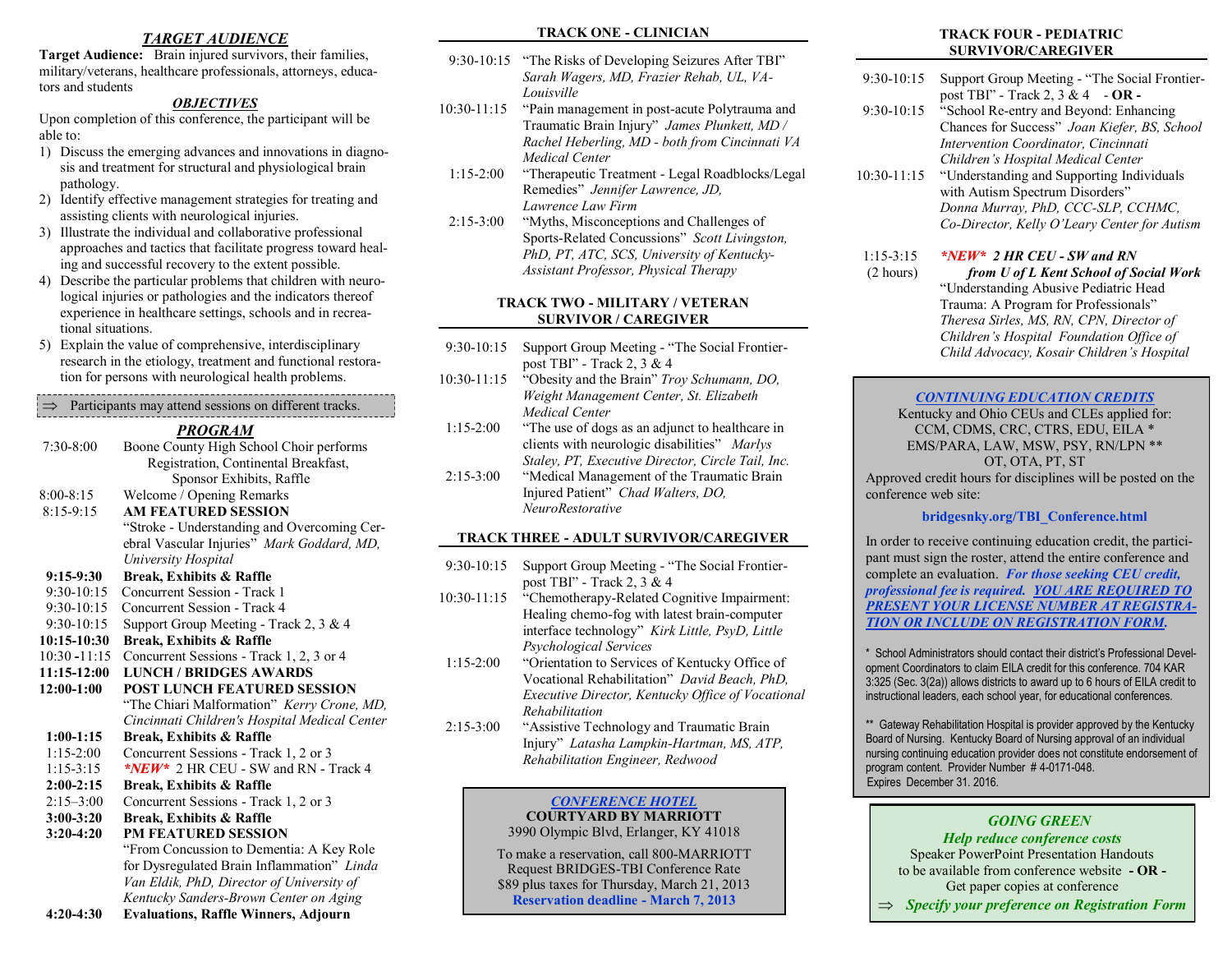## *TARGET AUDIENCE*

**Target Audience:** Brain injured survivors, their families, military/veterans, healthcare professionals, attorneys, educators and students

### *OBJECTIVES*

Upon completion of this conference, the participant will be able to:

1) Discuss the emerging advances and innovations in diagnosis and treatment for structural and physiological brain pathology.
2) Identify effective management strategies for treating and assisting clients with neurological injuries.
3) Illustrate the individual and collaborative professional approaches and tactics that facilitate progress toward healing and successful recovery to the extent possible.
4) Describe the particular problems that children with neurological injuries or pathologies and the indicators thereof experience in healthcare settings, schools and in recreational situations.
5) Explain the value of comprehensive, interdisciplinary research in the etiology, treatment and functional restoration for persons with neurological health problems.

⇒ Participants may attend sessions on different tracks.

## *PROGRAM*

| | |
|---|---|
| 7:30-8:00 | Boone County High School Choir performs Registration, Continental Breakfast, Sponsor Exhibits, Raffle |
| 8:00-8:15 | Welcome / Opening Remarks |
| 8:15-9:15 | **AM FEATURED SESSION** "Stroke - Understanding and Overcoming Cerebral Vascular Injuries" *Mark Goddard, MD, University Hospital* |
| **9:15-9:30** | **Break, Exhibits & Raffle** |
| 9:30-10:15 | Concurrent Session - Track 1 |
| 9:30-10:15 | Concurrent Session - Track 4 |
| 9:30-10:15 | Support Group Meeting - Track 2, 3 & 4 |
| **10:15-10:30** | **Break, Exhibits & Raffle** |
| 10:30 -11:15 | Concurrent Sessions - Track 1, 2, 3 or 4 |
| **11:15-12:00** | **LUNCH / BRIDGES AWARDS** |
| **12:00-1:00** | **POST LUNCH FEATURED SESSION** "The Chiari Malformation" *Kerry Crone, MD, Cincinnati Children's Hospital Medical Center* |
| **1:00-1:15** | **Break, Exhibits & Raffle** |
| 1:15-2:00 | Concurrent Sessions - Track 1, 2 or 3 |
| 1:15-3:15 | ***NEW*** 2 HR CEU - SW and RN - Track 4 |
| **2:00-2:15** | **Break, Exhibits & Raffle** |
| 2:15–3:00 | Concurrent Sessions - Track 1, 2 or 3 |
| **3:00-3:20** | **Break, Exhibits & Raffle** |
| **3:20-4:20** | **PM FEATURED SESSION** "From Concussion to Dementia: A Key Role for Dysregulated Brain Inflammation" *Linda Van Eldik, PhD, Director of University of Kentucky Sanders-Brown Center on Aging* |
| **4:20-4:30** | **Evaluations, Raffle Winners, Adjourn** |

### TRACK ONE - CLINICIAN

| | |
|---|---|
| 9:30-10:15 | "The Risks of Developing Seizures After TBI" *Sarah Wagers, MD, Frazier Rehab, UL, VA-Louisville* |
| 10:30-11:15 | "Pain management in post-acute Polytrauma and Traumatic Brain Injury" *James Plunkett, MD / Rachel Heberling, MD - both from Cincinnati VA Medical Center* |
| 1:15-2:00 | "Therapeutic Treatment - Legal Roadblocks/Legal Remedies" *Jennifer Lawrence, JD, Lawrence Law Firm* |
| 2:15-3:00 | "Myths, Misconceptions and Challenges of Sports-Related Concussions" *Scott Livingston, PhD, PT, ATC, SCS, University of Kentucky-Assistant Professor, Physical Therapy* |

### TRACK TWO - MILITARY / VETERAN SURVIVOR / CAREGIVER

| | |
|---|---|
| 9:30-10:15 | Support Group Meeting - "The Social Frontier-post TBI" - Track 2, 3 & 4 |
| 10:30-11:15 | "Obesity and the Brain" *Troy Schumann, DO, Weight Management Center, St. Elizabeth Medical Center* |
| 1:15-2:00 | "The use of dogs as an adjunct to healthcare in clients with neurologic disabilities" *Marlys Staley, PT, Executive Director, Circle Tail, Inc.* |
| 2:15-3:00 | "Medical Management of the Traumatic Brain Injured Patient" *Chad Walters, DO, NeuroRestorative* |

### TRACK THREE - ADULT SURVIVOR/CAREGIVER

| | |
|---|---|
| 9:30-10:15 | Support Group Meeting - "The Social Frontier-post TBI" - Track 2, 3 & 4 |
| 10:30-11:15 | "Chemotherapy-Related Cognitive Impairment: Healing chemo-fog with latest brain-computer interface technology" *Kirk Little, PsyD, Little Psychological Services* |
| 1:15-2:00 | "Orientation to Services of Kentucky Office of Vocational Rehabilitation" *David Beach, PhD, Executive Director, Kentucky Office of Vocational Rehabilitation* |
| 2:15-3:00 | "Assistive Technology and Traumatic Brain Injury" *Latasha Lampkin-Hartman, MS, ATP, Rehabilitation Engineer, Redwood* |

#### *CONFERENCE HOTEL*

**COURTYARD BY MARRIOTT**
3990 Olympic Blvd, Erlanger, KY 41018

To make a reservation, call 800-MARRIOTT
Request BRIDGES-TBI Conference Rate
$89 plus taxes for Thursday, March 21, 2013
**Reservation deadline - March 7, 2013**

### TRACK FOUR - PEDIATRIC SURVIVOR/CAREGIVER

| | |
|---|---|
| 9:30-10:15 | Support Group Meeting - "The Social Frontier-post TBI" - Track 2, 3 & 4 **- OR -** |
| 9:30-10:15 | "School Re-entry and Beyond: Enhancing Chances for Success" *Joan Kiefer, BS, School Intervention Coordinator, Cincinnati Children's Hospital Medical Center* |
| 10:30-11:15 | "Understanding and Supporting Individuals with Autism Spectrum Disorders" *Donna Murray, PhD, CCC-SLP, CCHMC, Co-Director, Kelly O'Leary Center for Autism* |
| 1:15-3:15 (2 hours) | ***NEW* 2 HR CEU - SW and RN from U of L Kent School of Social Work** "Understanding Abusive Pediatric Head Trauma: A Program for Professionals" *Theresa Sirles, MS, RN, CPN, Director of Children's Hospital Foundation Office of Child Advocacy, Kosair Children's Hospital* |

#### *CONTINUING EDUCATION CREDITS*

Kentucky and Ohio CEUs and CLEs applied for:
CCM, CDMS, CRC, CTRS, EDU, EILA *
EMS/PARA, LAW, MSW, PSY, RN/LPN **
OT, OTA, PT, ST

Approved credit hours for disciplines will be posted on the conference web site:

**bridgesnky.org/TBI_Conference.html**

In order to receive continuing education credit, the participant must sign the roster, attend the entire conference and complete an evaluation. ***For those seeking CEU credit, professional fee is required.*** ***YOU ARE REQUIRED TO PRESENT YOUR LICENSE NUMBER AT REGISTRATION OR INCLUDE ON REGISTRATION FORM.***

\* School Administrators should contact their district's Professional Development Coordinators to claim EILA credit for this conference. 704 KAR 3:325 (Sec. 3(2a)) allows districts to award up to 6 hours of EILA credit to instructional leaders, each school year, for educational conferences.

\** Gateway Rehabilitation Hospital is provider approved by the Kentucky Board of Nursing. Kentucky Board of Nursing approval of an individual nursing continuing education provider does not constitute endorsement of program content. Provider Number # 4-0171-048. Expires December 31. 2016.

#### *GOING GREEN*

***Help reduce conference costs***
Speaker PowerPoint Presentation Handouts
to be available from conference website **- OR -**
Get paper copies at conference

⇒ ***Specify your preference on Registration Form***